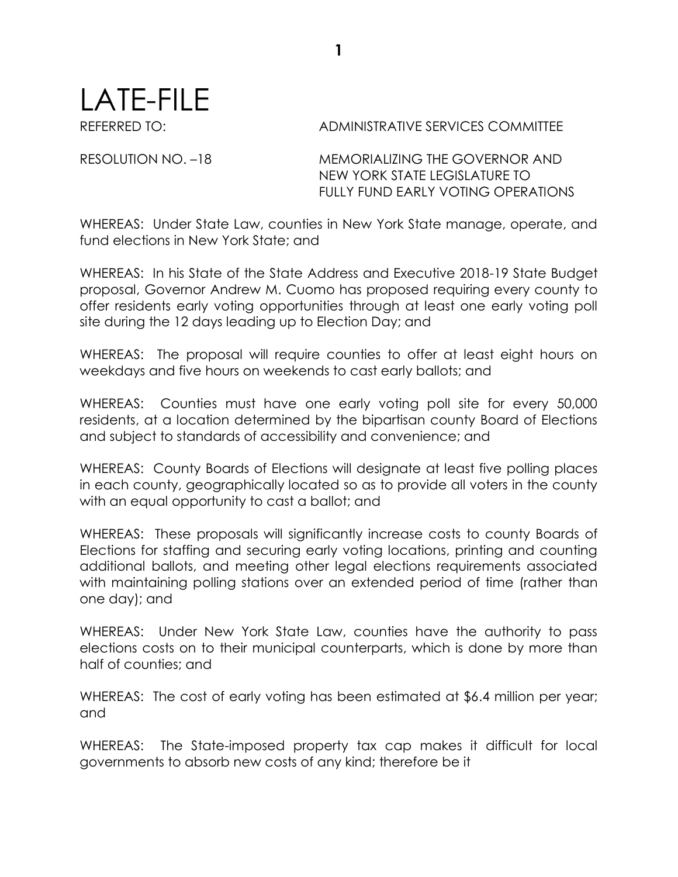# LATE-FILE

REFERRED TO: ADMINISTRATIVE SERVICES COMMITTEE

RESOLUTION NO. –18 MEMORIALIZING THE GOVERNOR AND NEW YORK STATE LEGISLATURE TO FULLY FUND EARLY VOTING OPERATIONS

WHEREAS: Under State Law, counties in New York State manage, operate, and fund elections in New York State; and

WHEREAS: In his State of the State Address and Executive 2018-19 State Budget proposal, Governor Andrew M. Cuomo has proposed requiring every county to offer residents early voting opportunities through at least one early voting poll site during the 12 days leading up to Election Day; and

WHEREAS: The proposal will require counties to offer at least eight hours on weekdays and five hours on weekends to cast early ballots; and

WHEREAS: Counties must have one early voting poll site for every 50,000 residents, at a location determined by the bipartisan county Board of Elections and subject to standards of accessibility and convenience; and

WHEREAS: County Boards of Elections will designate at least five polling places in each county, geographically located so as to provide all voters in the county with an equal opportunity to cast a ballot; and

WHEREAS: These proposals will significantly increase costs to county Boards of Elections for staffing and securing early voting locations, printing and counting additional ballots, and meeting other legal elections requirements associated with maintaining polling stations over an extended period of time (rather than one day); and

WHEREAS: Under New York State Law, counties have the authority to pass elections costs on to their municipal counterparts, which is done by more than half of counties; and

WHEREAS: The cost of early voting has been estimated at $6.4 million per year; and

WHEREAS: The State-imposed property tax cap makes it difficult for local governments to absorb new costs of any kind; therefore be it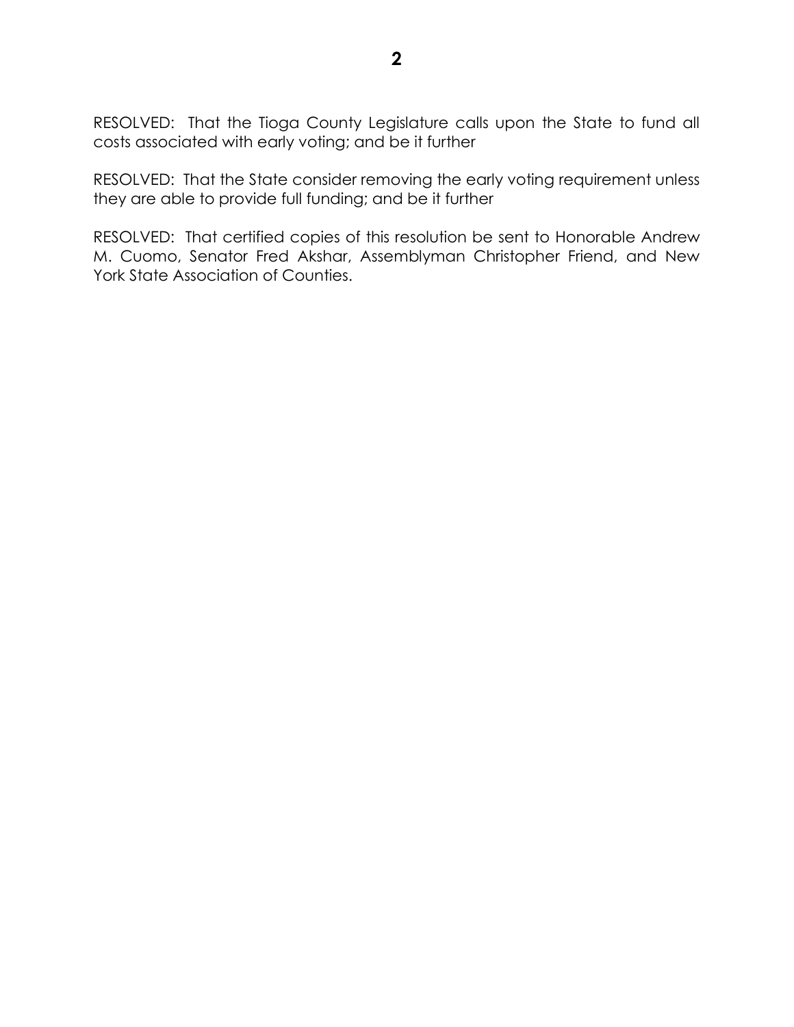RESOLVED: That the Tioga County Legislature calls upon the State to fund all costs associated with early voting; and be it further

RESOLVED: That the State consider removing the early voting requirement unless they are able to provide full funding; and be it further

RESOLVED: That certified copies of this resolution be sent to Honorable Andrew M. Cuomo, Senator Fred Akshar, Assemblyman Christopher Friend, and New York State Association of Counties.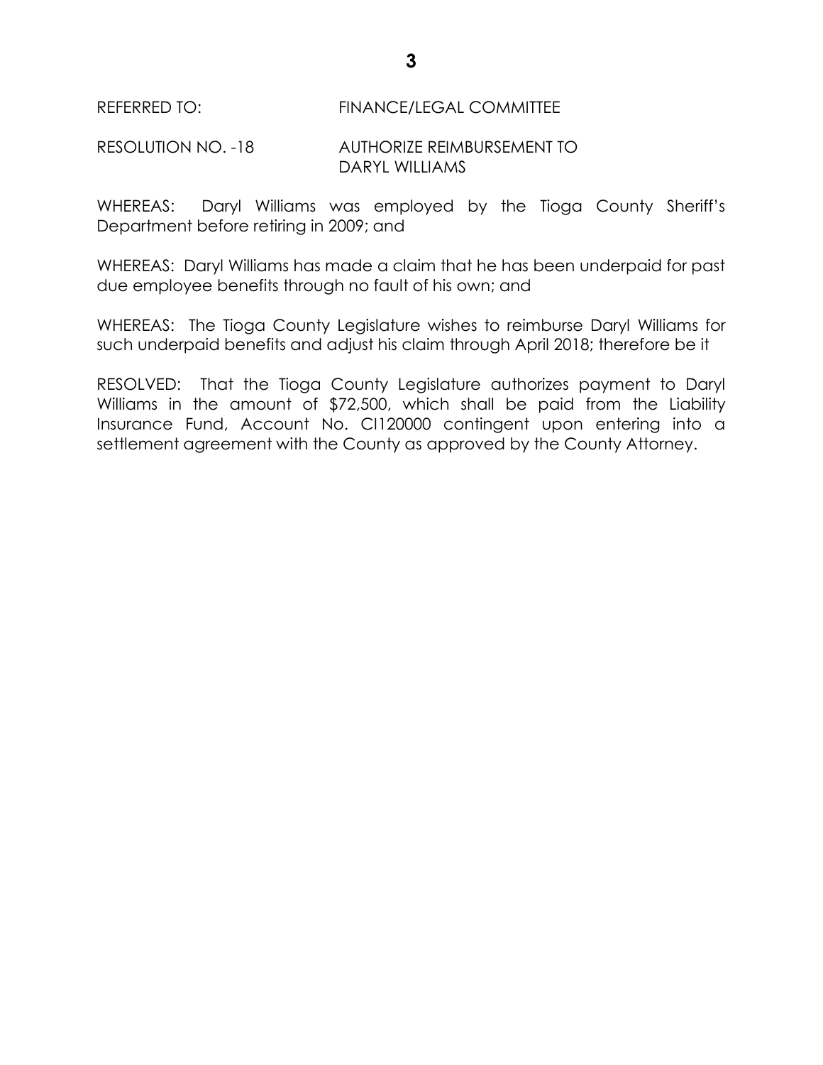REFERRED TO: FINANCE/LEGAL COMMITTEE

RESOLUTION NO. -18 AUTHORIZE REIMBURSEMENT TO DARYL WILLIAMS

WHEREAS: Daryl Williams was employed by the Tioga County Sheriff's Department before retiring in 2009; and

WHEREAS: Daryl Williams has made a claim that he has been underpaid for past due employee benefits through no fault of his own; and

WHEREAS: The Tioga County Legislature wishes to reimburse Daryl Williams for such underpaid benefits and adjust his claim through April 2018; therefore be it

RESOLVED: That the Tioga County Legislature authorizes payment to Daryl Williams in the amount of $72,500, which shall be paid from the Liability Insurance Fund, Account No. CI120000 contingent upon entering into a settlement agreement with the County as approved by the County Attorney.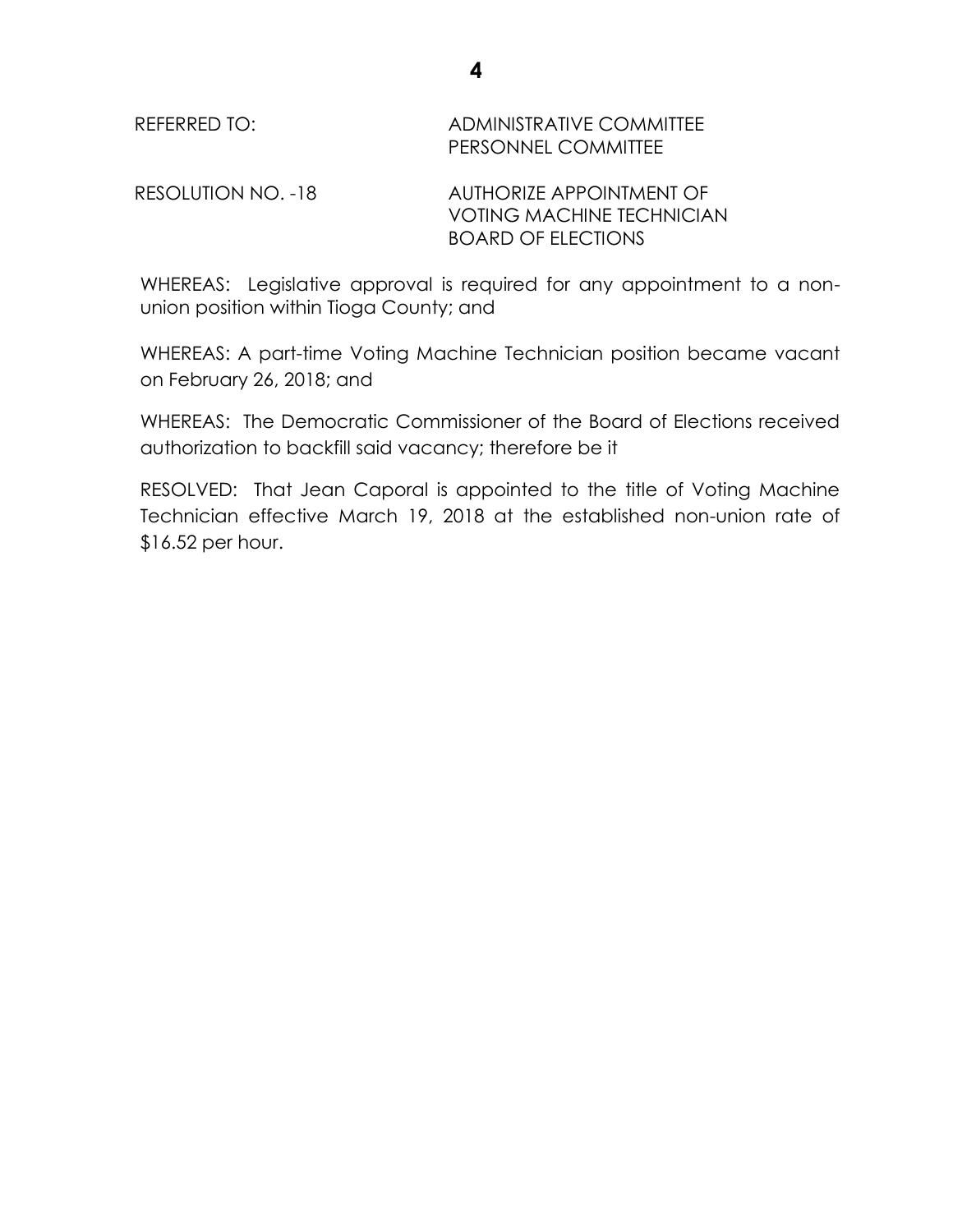REFERRED TO: ADMINISTRATIVE COMMITTEE
PERSONNEL COMMITTEE

RESOLUTION NO. -18 AUTHORIZE APPOINTMENT OF
VOTING MACHINE TECHNICIAN
BOARD OF ELECTIONS

WHEREAS: Legislative approval is required for any appointment to a non-union position within Tioga County; and

WHEREAS: A part-time Voting Machine Technician position became vacant on February 26, 2018; and

WHEREAS: The Democratic Commissioner of the Board of Elections received authorization to backfill said vacancy; therefore be it

RESOLVED: That Jean Caporal is appointed to the title of Voting Machine Technician effective March 19, 2018 at the established non-union rate of $16.52 per hour.